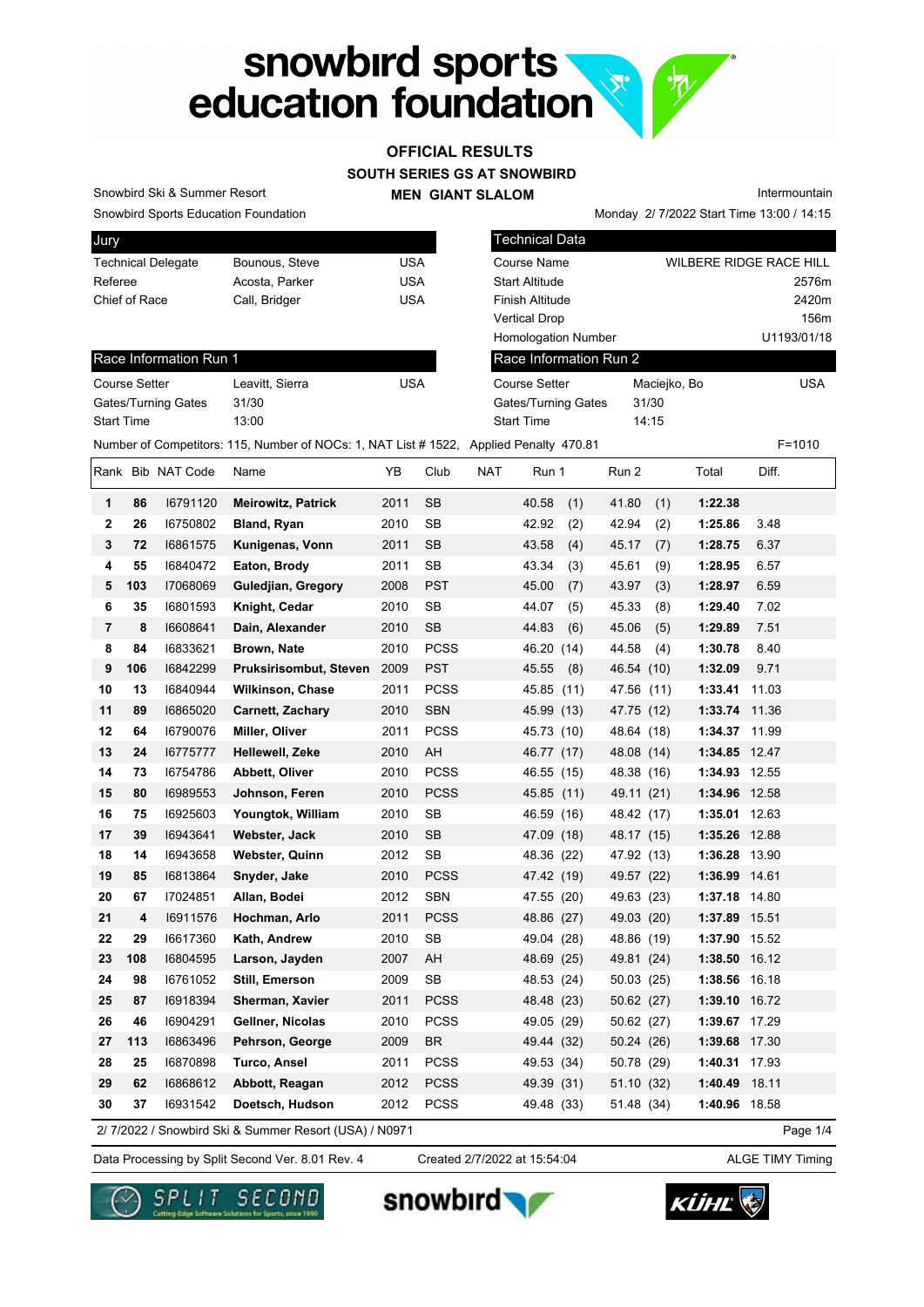# snowbird sports education foundation

## OFFICIAL RESULTS
### SOUTH SERIES GS AT SNOWBIRD
### MEN GIANT SLALOM

Snowbird Ski & Summer Resort
Snowbird Sports Education Foundation

Intermountain
Monday 2/ 7/2022 Start Time 13:00 / 14:15

| Jury | | |
|---|---|---|
| Technical Delegate | Bounous, Steve | USA |
| Referee | Acosta, Parker | USA |
| Chief of Race | Call, Bridger | USA |

| Technical Data | |
|---|---|
| Course Name | WILBERE RIDGE RACE HILL |
| Start Altitude | 2576m |
| Finish Altitude | 2420m |
| Vertical Drop | 156m |
| Homologation Number | U1193/01/18 |

| Race Information Run 1 | | |
|---|---|---|
| Course Setter | Leavitt, Sierra | USA |
| Gates/Turning Gates | 31/30 | |
| Start Time | 13:00 | |

| Race Information Run 2 | | |
|---|---|---|
| Course Setter | Maciejko, Bo | USA |
| Gates/Turning Gates | 31/30 | |
| Start Time | 14:15 | |

Number of Competitors: 115, Number of NOCs: 1, NAT List # 1522, Applied Penalty 470.81 F=1010

| Rank | Bib | NAT Code | Name | YB | Club | NAT | Run 1 | Run 2 | Total | Diff. |
|---|---|---|---|---|---|---|---|---|---|---|
| 1 | 86 | I6791120 | **Meirowitz, Patrick** | 2011 | SB | | 40.58 (1) | 41.80 (1) | **1:22.38** | |
| 2 | 26 | I6750802 | **Bland, Ryan** | 2010 | SB | | 42.92 (2) | 42.94 (2) | **1:25.86** | 3.48 |
| 3 | 72 | I6861575 | **Kunigenas, Vonn** | 2011 | SB | | 43.58 (4) | 45.17 (7) | **1:28.75** | 6.37 |
| 4 | 55 | I6840472 | **Eaton, Brody** | 2011 | SB | | 43.34 (3) | 45.61 (9) | **1:28.95** | 6.57 |
| 5 | 103 | I7068069 | **Guledjian, Gregory** | 2008 | PST | | 45.00 (7) | 43.97 (3) | **1:28.97** | 6.59 |
| 6 | 35 | I6801593 | **Knight, Cedar** | 2010 | SB | | 44.07 (5) | 45.33 (8) | **1:29.40** | 7.02 |
| 7 | 8 | I6608641 | **Dain, Alexander** | 2010 | SB | | 44.83 (6) | 45.06 (5) | **1:29.89** | 7.51 |
| 8 | 84 | I6833621 | **Brown, Nate** | 2010 | PCSS | | 46.20 (14) | 44.58 (4) | **1:30.78** | 8.40 |
| 9 | 106 | I6842299 | **Pruksirisombut, Steven** | 2009 | PST | | 45.55 (8) | 46.54 (10) | **1:32.09** | 9.71 |
| 10 | 13 | I6840944 | **Wilkinson, Chase** | 2011 | PCSS | | 45.85 (11) | 47.56 (11) | **1:33.41** | 11.03 |
| 11 | 89 | I6865020 | **Carnett, Zachary** | 2010 | SBN | | 45.99 (13) | 47.75 (12) | **1:33.74** | 11.36 |
| 12 | 64 | I6790076 | **Miller, Oliver** | 2011 | PCSS | | 45.73 (10) | 48.64 (18) | **1:34.37** | 11.99 |
| 13 | 24 | I6775777 | **Hellewell, Zeke** | 2010 | AH | | 46.77 (17) | 48.08 (14) | **1:34.85** | 12.47 |
| 14 | 73 | I6754786 | **Abbett, Oliver** | 2010 | PCSS | | 46.55 (15) | 48.38 (16) | **1:34.93** | 12.55 |
| 15 | 80 | I6989553 | **Johnson, Feren** | 2010 | PCSS | | 45.85 (11) | 49.11 (21) | **1:34.96** | 12.58 |
| 16 | 75 | I6925603 | **Youngtok, William** | 2010 | SB | | 46.59 (16) | 48.42 (17) | **1:35.01** | 12.63 |
| 17 | 39 | I6943641 | **Webster, Jack** | 2010 | SB | | 47.09 (18) | 48.17 (15) | **1:35.26** | 12.88 |
| 18 | 14 | I6943658 | **Webster, Quinn** | 2012 | SB | | 48.36 (22) | 47.92 (13) | **1:36.28** | 13.90 |
| 19 | 85 | I6813864 | **Snyder, Jake** | 2010 | PCSS | | 47.42 (19) | 49.57 (22) | **1:36.99** | 14.61 |
| 20 | 67 | I7024851 | **Allan, Bodei** | 2012 | SBN | | 47.55 (20) | 49.63 (23) | **1:37.18** | 14.80 |
| 21 | 4 | I6911576 | **Hochman, Arlo** | 2011 | PCSS | | 48.86 (27) | 49.03 (20) | **1:37.89** | 15.51 |
| 22 | 29 | I6617360 | **Kath, Andrew** | 2010 | SB | | 49.04 (28) | 48.86 (19) | **1:37.90** | 15.52 |
| 23 | 108 | I6804595 | **Larson, Jayden** | 2007 | AH | | 48.69 (25) | 49.81 (24) | **1:38.50** | 16.12 |
| 24 | 98 | I6761052 | **Still, Emerson** | 2009 | SB | | 48.53 (24) | 50.03 (25) | **1:38.56** | 16.18 |
| 25 | 87 | I6918394 | **Sherman, Xavier** | 2011 | PCSS | | 48.48 (23) | 50.62 (27) | **1:39.10** | 16.72 |
| 26 | 46 | I6904291 | **Gellner, Nicolas** | 2010 | PCSS | | 49.05 (29) | 50.62 (27) | **1:39.67** | 17.29 |
| 27 | 113 | I6863496 | **Pehrson, George** | 2009 | BR | | 49.44 (32) | 50.24 (26) | **1:39.68** | 17.30 |
| 28 | 25 | I6870898 | **Turco, Ansel** | 2011 | PCSS | | 49.53 (34) | 50.78 (29) | **1:40.31** | 17.93 |
| 29 | 62 | I6868612 | **Abbott, Reagan** | 2012 | PCSS | | 49.39 (31) | 51.10 (32) | **1:40.49** | 18.11 |
| 30 | 37 | I6931542 | **Doetsch, Hudson** | 2012 | PCSS | | 49.48 (33) | 51.48 (34) | **1:40.96** | 18.58 |

2/ 7/2022 / Snowbird Ski & Summer Resort (USA) / N0971

Data Processing by Split Second Ver. 8.01 Rev. 4 | Created 2/7/2022 at 15:54:04 | ALGE TIMY Timing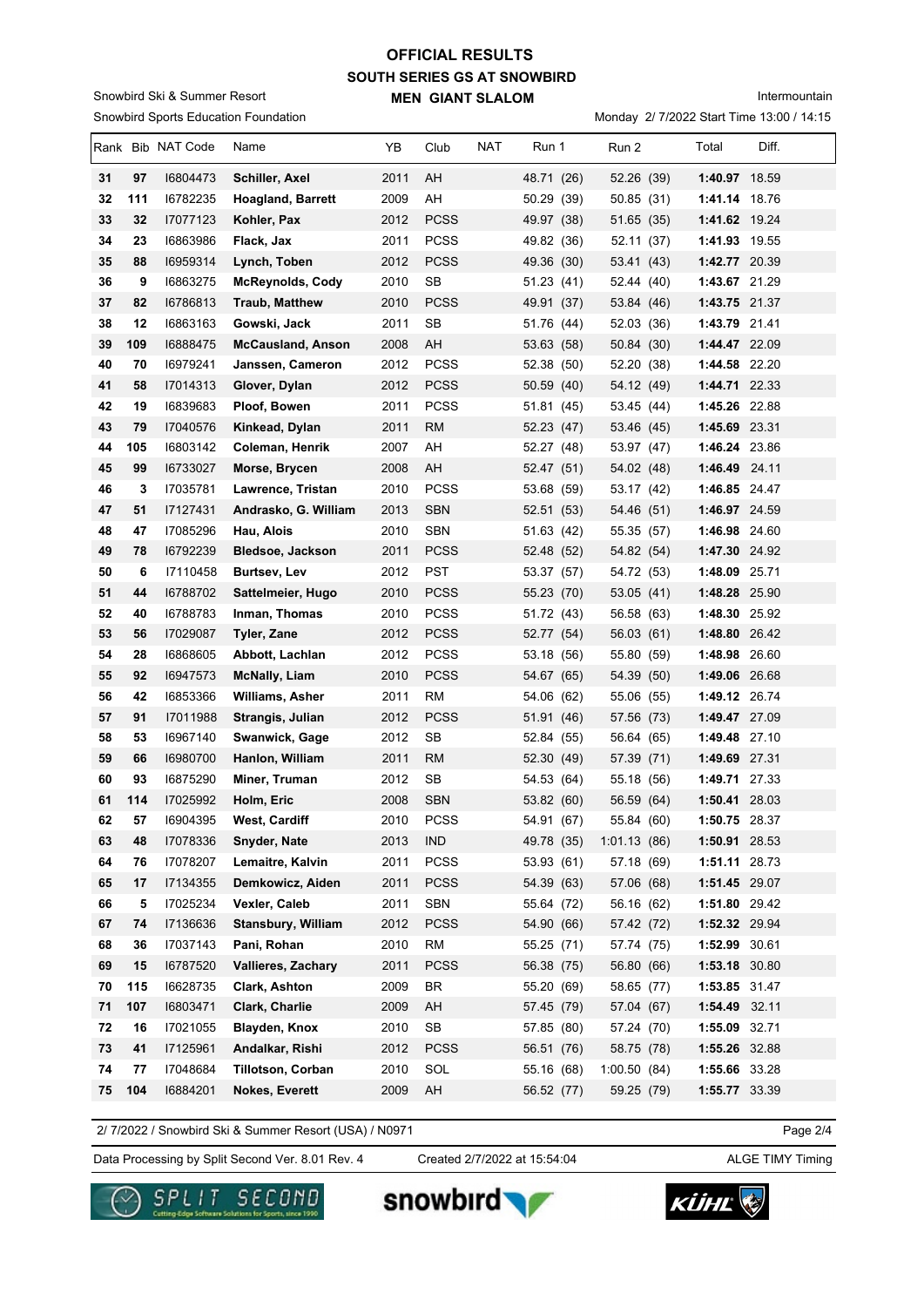# OFFICIAL RESULTS

## SOUTH SERIES GS AT SNOWBIRD

### MEN GIANT SLALOM

Snowbird Ski & Summer Resort

Snowbird Sports Education Foundation

Intermountain

Monday 2/ 7/2022 Start Time 13:00 / 14:15

| Rank | Bib | NAT Code | Name | YB | Club | NAT | Run 1 | Run 2 | Total | Diff. |
|---|---|---|---|---|---|---|---|---|---|---|
| 31 | 97 | I6804473 | **Schiller, Axel** | 2011 | AH | | 48.71 (26) | 52.26 (39) | **1:40.97** | 18.59 |
| 32 | 111 | I6782235 | **Hoagland, Barrett** | 2009 | AH | | 50.29 (39) | 50.85 (31) | **1:41.14** | 18.76 |
| 33 | 32 | I7077123 | **Kohler, Pax** | 2012 | PCSS | | 49.97 (38) | 51.65 (35) | **1:41.62** | 19.24 |
| 34 | 23 | I6863986 | **Flack, Jax** | 2011 | PCSS | | 49.82 (36) | 52.11 (37) | **1:41.93** | 19.55 |
| 35 | 88 | I6959314 | **Lynch, Toben** | 2012 | PCSS | | 49.36 (30) | 53.41 (43) | **1:42.77** | 20.39 |
| 36 | 9 | I6863275 | **McReynolds, Cody** | 2010 | SB | | 51.23 (41) | 52.44 (40) | **1:43.67** | 21.29 |
| 37 | 82 | I6786813 | **Traub, Matthew** | 2010 | PCSS | | 49.91 (37) | 53.84 (46) | **1:43.75** | 21.37 |
| 38 | 12 | I6863163 | **Gowski, Jack** | 2011 | SB | | 51.76 (44) | 52.03 (36) | **1:43.79** | 21.41 |
| 39 | 109 | I6888475 | **McCausland, Anson** | 2008 | AH | | 53.63 (58) | 50.84 (30) | **1:44.47** | 22.09 |
| 40 | 70 | I6979241 | **Janssen, Cameron** | 2012 | PCSS | | 52.38 (50) | 52.20 (38) | **1:44.58** | 22.20 |
| 41 | 58 | I7014313 | **Glover, Dylan** | 2012 | PCSS | | 50.59 (40) | 54.12 (49) | **1:44.71** | 22.33 |
| 42 | 19 | I6839683 | **Ploof, Bowen** | 2011 | PCSS | | 51.81 (45) | 53.45 (44) | **1:45.26** | 22.88 |
| 43 | 79 | I7040576 | **Kinkead, Dylan** | 2011 | RM | | 52.23 (47) | 53.46 (45) | **1:45.69** | 23.31 |
| 44 | 105 | I6803142 | **Coleman, Henrik** | 2007 | AH | | 52.27 (48) | 53.97 (47) | **1:46.24** | 23.86 |
| 45 | 99 | I6733027 | **Morse, Brycen** | 2008 | AH | | 52.47 (51) | 54.02 (48) | **1:46.49** | 24.11 |
| 46 | 3 | I7035781 | **Lawrence, Tristan** | 2010 | PCSS | | 53.68 (59) | 53.17 (42) | **1:46.85** | 24.47 |
| 47 | 51 | I7127431 | **Andrasko, G. William** | 2013 | SBN | | 52.51 (53) | 54.46 (51) | **1:46.97** | 24.59 |
| 48 | 47 | I7085296 | **Hau, Alois** | 2010 | SBN | | 51.63 (42) | 55.35 (57) | **1:46.98** | 24.60 |
| 49 | 78 | I6792239 | **Bledsoe, Jackson** | 2011 | PCSS | | 52.48 (52) | 54.82 (54) | **1:47.30** | 24.92 |
| 50 | 6 | I7110458 | **Burtsev, Lev** | 2012 | PST | | 53.37 (57) | 54.72 (53) | **1:48.09** | 25.71 |
| 51 | 44 | I6788702 | **Sattelmeier, Hugo** | 2010 | PCSS | | 55.23 (70) | 53.05 (41) | **1:48.28** | 25.90 |
| 52 | 40 | I6788783 | **Inman, Thomas** | 2010 | PCSS | | 51.72 (43) | 56.58 (63) | **1:48.30** | 25.92 |
| 53 | 56 | I7029087 | **Tyler, Zane** | 2012 | PCSS | | 52.77 (54) | 56.03 (61) | **1:48.80** | 26.42 |
| 54 | 28 | I6868605 | **Abbott, Lachlan** | 2012 | PCSS | | 53.18 (56) | 55.80 (59) | **1:48.98** | 26.60 |
| 55 | 92 | I6947573 | **McNally, Liam** | 2010 | PCSS | | 54.67 (65) | 54.39 (50) | **1:49.06** | 26.68 |
| 56 | 42 | I6853366 | **Williams, Asher** | 2011 | RM | | 54.06 (62) | 55.06 (55) | **1:49.12** | 26.74 |
| 57 | 91 | I7011988 | **Strangis, Julian** | 2012 | PCSS | | 51.91 (46) | 57.56 (73) | **1:49.47** | 27.09 |
| 58 | 53 | I6967140 | **Swanwick, Gage** | 2012 | SB | | 52.84 (55) | 56.64 (65) | **1:49.48** | 27.10 |
| 59 | 66 | I6980700 | **Hanlon, William** | 2011 | RM | | 52.30 (49) | 57.39 (71) | **1:49.69** | 27.31 |
| 60 | 93 | I6875290 | **Miner, Truman** | 2012 | SB | | 54.53 (64) | 55.18 (56) | **1:49.71** | 27.33 |
| 61 | 114 | I7025992 | **Holm, Eric** | 2008 | SBN | | 53.82 (60) | 56.59 (64) | **1:50.41** | 28.03 |
| 62 | 57 | I6904395 | **West, Cardiff** | 2010 | PCSS | | 54.91 (67) | 55.84 (60) | **1:50.75** | 28.37 |
| 63 | 48 | I7078336 | **Snyder, Nate** | 2013 | IND | | 49.78 (35) | 1:01.13 (86) | **1:50.91** | 28.53 |
| 64 | 76 | I7078207 | **Lemaitre, Kalvin** | 2011 | PCSS | | 53.93 (61) | 57.18 (69) | **1:51.11** | 28.73 |
| 65 | 17 | I7134355 | **Demkowicz, Aiden** | 2011 | PCSS | | 54.39 (63) | 57.06 (68) | **1:51.45** | 29.07 |
| 66 | 5 | I7025234 | **Vexler, Caleb** | 2011 | SBN | | 55.64 (72) | 56.16 (62) | **1:51.80** | 29.42 |
| 67 | 74 | I7136636 | **Stansbury, William** | 2012 | PCSS | | 54.90 (66) | 57.42 (72) | **1:52.32** | 29.94 |
| 68 | 36 | I7037143 | **Pani, Rohan** | 2010 | RM | | 55.25 (71) | 57.74 (75) | **1:52.99** | 30.61 |
| 69 | 15 | I6787520 | **Vallieres, Zachary** | 2011 | PCSS | | 56.38 (75) | 56.80 (66) | **1:53.18** | 30.80 |
| 70 | 115 | I6628735 | **Clark, Ashton** | 2009 | BR | | 55.20 (69) | 58.65 (77) | **1:53.85** | 31.47 |
| 71 | 107 | I6803471 | **Clark, Charlie** | 2009 | AH | | 57.45 (79) | 57.04 (67) | **1:54.49** | 32.11 |
| 72 | 16 | I7021055 | **Blayden, Knox** | 2010 | SB | | 57.85 (80) | 57.24 (70) | **1:55.09** | 32.71 |
| 73 | 41 | I7125961 | **Andalkar, Rishi** | 2012 | PCSS | | 56.51 (76) | 58.75 (78) | **1:55.26** | 32.88 |
| 74 | 77 | I7048684 | **Tillotson, Corban** | 2010 | SOL | | 55.16 (68) | 1:00.50 (84) | **1:55.66** | 33.28 |
| 75 | 104 | I6884201 | **Nokes, Everett** | 2009 | AH | | 56.52 (77) | 59.25 (79) | **1:55.77** | 33.39 |

2/ 7/2022 / Snowbird Ski & Summer Resort (USA) / N0971

Data Processing by Split Second Ver. 8.01 Rev. 4 — Created 2/7/2022 at 15:54:04 — ALGE TIMY Timing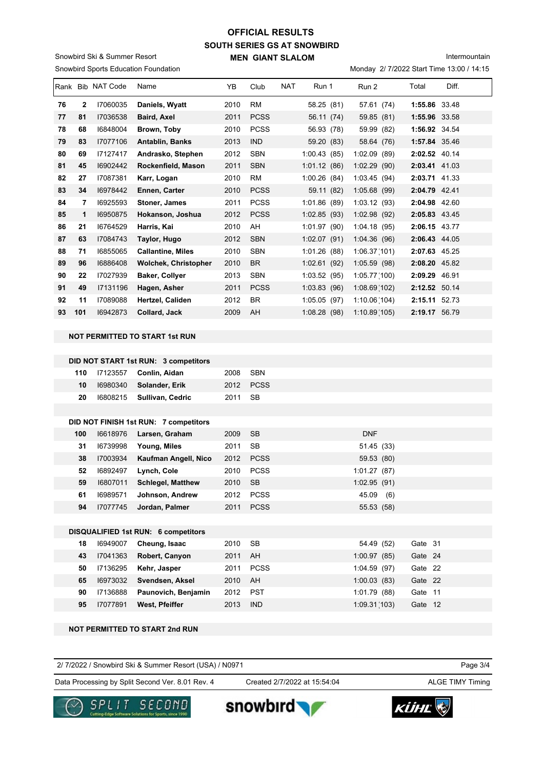# OFFICIAL RESULTS

## SOUTH SERIES GS AT SNOWBIRD

### MEN GIANT SLALOM

Snowbird Ski & Summer Resort

Snowbird Sports Education Foundation

Intermountain

Monday 2/ 7/2022 Start Time 13:00 / 14:15

| Rank | Bib | NAT Code | Name | YB | Club | NAT | Run 1 | Run 2 | Total | Diff. |
|---|---|---|---|---|---|---|---|---|---|---|
| 76 | 2 | I7060035 | Daniels, Wyatt | 2010 | RM | | 58.25 (81) | 57.61 (74) | 1:55.86 | 33.48 |
| 77 | 81 | I7036538 | Baird, Axel | 2011 | PCSS | | 56.11 (74) | 59.85 (81) | 1:55.96 | 33.58 |
| 78 | 68 | I6848004 | Brown, Toby | 2010 | PCSS | | 56.93 (78) | 59.99 (82) | 1:56.92 | 34.54 |
| 79 | 83 | I7077106 | Antablin, Banks | 2013 | IND | | 59.20 (83) | 58.64 (76) | 1:57.84 | 35.46 |
| 80 | 69 | I7127417 | Andrasko, Stephen | 2012 | SBN | | 1:00.43 (85) | 1:02.09 (89) | 2:02.52 | 40.14 |
| 81 | 45 | I6902442 | Rockenfield, Mason | 2011 | SBN | | 1:01.12 (86) | 1:02.29 (90) | 2:03.41 | 41.03 |
| 82 | 27 | I7087381 | Karr, Logan | 2010 | RM | | 1:00.26 (84) | 1:03.45 (94) | 2:03.71 | 41.33 |
| 83 | 34 | I6978442 | Ennen, Carter | 2010 | PCSS | | 59.11 (82) | 1:05.68 (99) | 2:04.79 | 42.41 |
| 84 | 7 | I6925593 | Stoner, James | 2011 | PCSS | | 1:01.86 (89) | 1:03.12 (93) | 2:04.98 | 42.60 |
| 85 | 1 | I6950875 | Hokanson, Joshua | 2012 | PCSS | | 1:02.85 (93) | 1:02.98 (92) | 2:05.83 | 43.45 |
| 86 | 21 | I6764529 | Harris, Kai | 2010 | AH | | 1:01.97 (90) | 1:04.18 (95) | 2:06.15 | 43.77 |
| 87 | 63 | I7084743 | Taylor, Hugo | 2012 | SBN | | 1:02.07 (91) | 1:04.36 (96) | 2:06.43 | 44.05 |
| 88 | 71 | I6855065 | Callantine, Miles | 2010 | SBN | | 1:01.26 (88) | 1:06.37 (101) | 2:07.63 | 45.25 |
| 89 | 96 | I6886408 | Wolchek, Christopher | 2010 | BR | | 1:02.61 (92) | 1:05.59 (98) | 2:08.20 | 45.82 |
| 90 | 22 | I7027939 | Baker, Collyer | 2013 | SBN | | 1:03.52 (95) | 1:05.77 (100) | 2:09.29 | 46.91 |
| 91 | 49 | I7131196 | Hagen, Asher | 2011 | PCSS | | 1:03.83 (96) | 1:08.69 (102) | 2:12.52 | 50.14 |
| 92 | 11 | I7089088 | Hertzel, Caliden | 2012 | BR | | 1:05.05 (97) | 1:10.06 (104) | 2:15.11 | 52.73 |
| 93 | 101 | I6942873 | Collard, Jack | 2009 | AH | | 1:08.28 (98) | 1:10.89 (105) | 2:19.17 | 56.79 |

**NOT PERMITTED TO START 1st RUN**

**DID NOT START 1st RUN: 3 competitors**

| Bib | NAT Code | Name | YB | Club |
|---|---|---|---|---|
| 110 | I7123557 | Conlin, Aidan | 2008 | SBN |
| 10 | I6980340 | Solander, Erik | 2012 | PCSS |
| 20 | I6808215 | Sullivan, Cedric | 2011 | SB |

**DID NOT FINISH 1st RUN: 7 competitors**

| Bib | NAT Code | Name | YB | Club | Run 2 |
|---|---|---|---|---|---|
| 100 | I6618976 | Larsen, Graham | 2009 | SB | DNF |
| 31 | I6739998 | Young, Miles | 2011 | SB | 51.45 (33) |
| 38 | I7003934 | Kaufman Angell, Nico | 2012 | PCSS | 59.53 (80) |
| 52 | I6892497 | Lynch, Cole | 2010 | PCSS | 1:01.27 (87) |
| 59 | I6807011 | Schlegel, Matthew | 2010 | SB | 1:02.95 (91) |
| 61 | I6989571 | Johnson, Andrew | 2012 | PCSS | 45.09 (6) |
| 94 | I7077745 | Jordan, Palmer | 2011 | PCSS | 55.53 (58) |

**DISQUALIFIED 1st RUN: 6 competitors**

| Bib | NAT Code | Name | YB | Club | Run 2 | |
|---|---|---|---|---|---|---|
| 18 | I6949007 | Cheung, Isaac | 2010 | SB | 54.49 (52) | Gate 31 |
| 43 | I7041363 | Robert, Canyon | 2011 | AH | 1:00.97 (85) | Gate 24 |
| 50 | I7136295 | Kehr, Jasper | 2011 | PCSS | 1:04.59 (97) | Gate 22 |
| 65 | I6973032 | Svendsen, Aksel | 2010 | AH | 1:00.03 (83) | Gate 22 |
| 90 | I7136888 | Paunovich, Benjamin | 2012 | PST | 1:01.79 (88) | Gate 11 |
| 95 | I7077891 | West, Pfeiffer | 2013 | IND | 1:09.31 (103) | Gate 12 |

**NOT PERMITTED TO START 2nd RUN**

2/ 7/2022 / Snowbird Ski & Summer Resort (USA) / N0971

Data Processing by Split Second Ver. 8.01 Rev. 4 — Created 2/7/2022 at 15:54:04 — ALGE TIMY Timing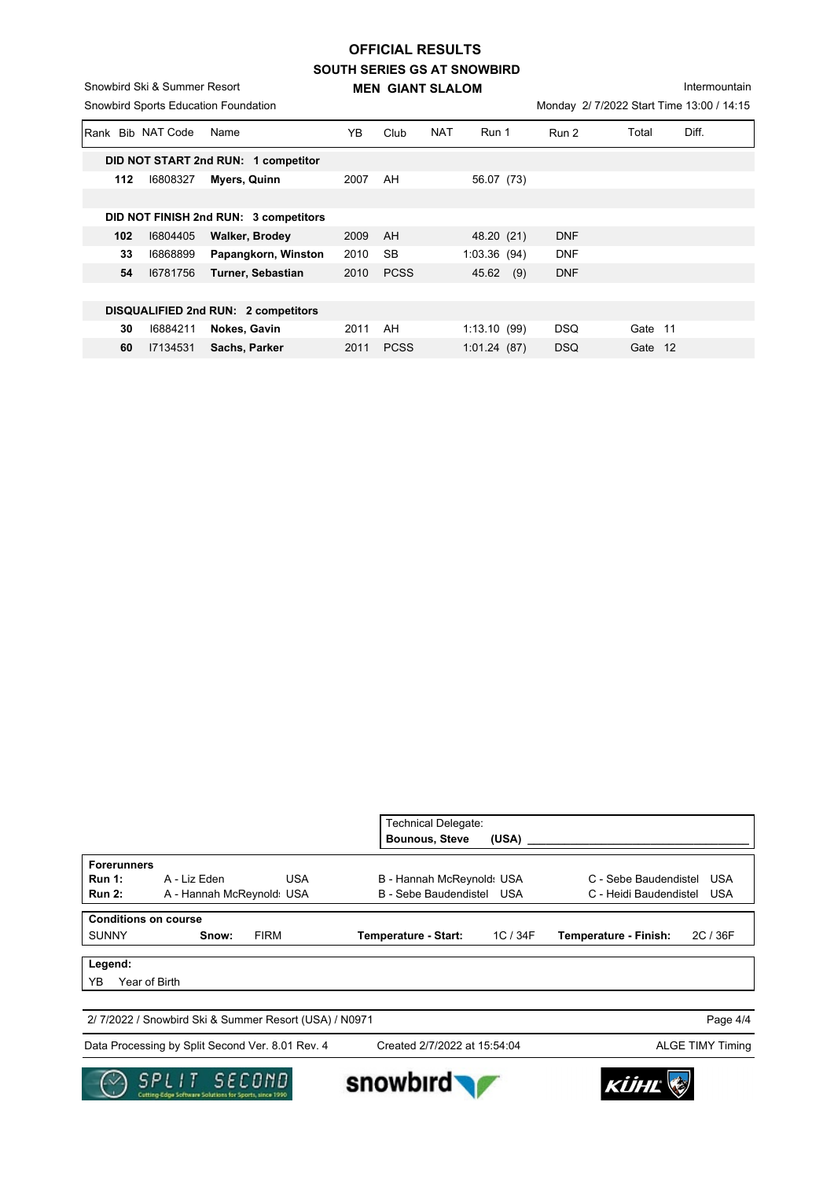# OFFICIAL RESULTS
## SOUTH SERIES GS AT SNOWBIRD
### MEN GIANT SLALOM

Snowbird Ski & Summer Resort
Snowbird Sports Education Foundation

Intermountain
Monday 2/ 7/2022 Start Time 13:00 / 14:15

| Rank | Bib | NAT Code | Name | YB | Club | NAT | Run 1 | Run 2 | Total | Diff. |
|---|---|---|---|---|---|---|---|---|---|---|
| **DID NOT START 2nd RUN: 1 competitor** | | | | | | | | | | |
| | **112** | I6808327 | **Myers, Quinn** | 2007 | AH | | 56.07 (73) | | | |
| **DID NOT FINISH 2nd RUN: 3 competitors** | | | | | | | | | | |
| | **102** | I6804405 | **Walker, Brodey** | 2009 | AH | | 48.20 (21) | DNF | | |
| | **33** | I6868899 | **Papangkorn, Winston** | 2010 | SB | | 1:03.36 (94) | DNF | | |
| | **54** | I6781756 | **Turner, Sebastian** | 2010 | PCSS | | 45.62 (9) | DNF | | |
| **DISQUALIFIED 2nd RUN: 2 competitors** | | | | | | | | | | |
| | **30** | I6884211 | **Nokes, Gavin** | 2011 | AH | | 1:13.10 (99) | DSQ | Gate 11 | |
| | **60** | I7134531 | **Sachs, Parker** | 2011 | PCSS | | 1:01.24 (87) | DSQ | Gate 12 | |

Technical Delegate:
**Bounous, Steve** **(USA)**

| **Forerunners** | | | |
|---|---|---|---|
| **Run 1:** | A - Liz Eden USA | B - Hannah McReynolds USA | C - Sebe Baudendistel USA |
| **Run 2:** | A - Hannah McReynolds USA | B - Sebe Baudendistel USA | C - Heidi Baudendistel USA |

**Conditions on course**

| | | | |
|---|---|---|---|
| SUNNY | **Snow:** FIRM | **Temperature - Start:** 1C / 34F | **Temperature - Finish:** 2C / 36F |

**Legend:**
YB Year of Birth

2/ 7/2022 / Snowbird Ski & Summer Resort (USA) / N0971

Data Processing by Split Second Ver. 8.01 Rev. 4 Created 2/7/2022 at 15:54:04 ALGE TIMY Timing